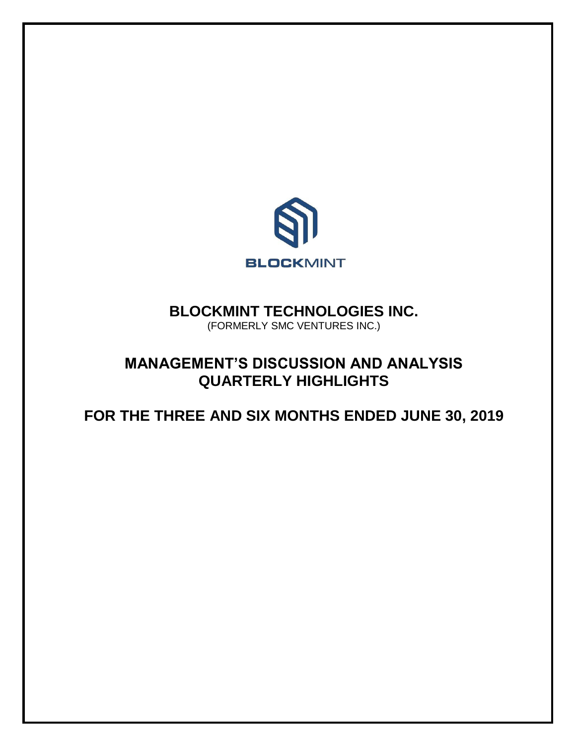BLOCKMINT

# BLOCKMINT TECHNOLOGIES INC.

(FORMERLY SMC VENTURES INC.)

## MANAGEMENT'S DISCUSSION AND ANALYSIS QUARTERLY HIGHLIGHTS

## FOR THE THREE AND SIX MONTHS ENDED JUNE 30, 2019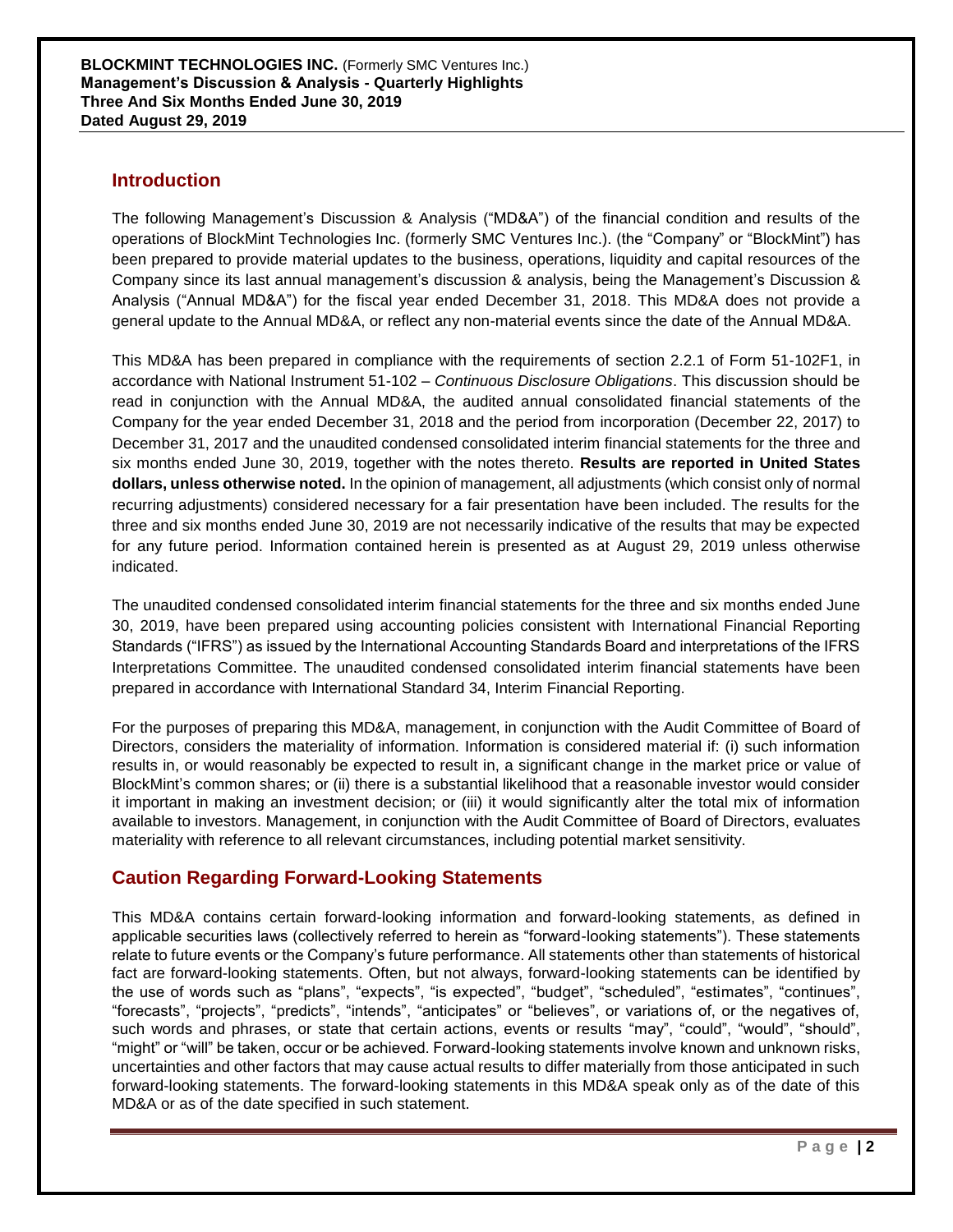## Introduction

The following Management's Discussion & Analysis ("MD&A") of the financial condition and results of the operations of BlockMint Technologies Inc. (formerly SMC Ventures Inc.). (the "Company" or "BlockMint") has been prepared to provide material updates to the business, operations, liquidity and capital resources of the Company since its last annual management's discussion & analysis, being the Management's Discussion & Analysis ("Annual MD&A") for the fiscal year ended December 31, 2018. This MD&A does not provide a general update to the Annual MD&A, or reflect any non-material events since the date of the Annual MD&A.

This MD&A has been prepared in compliance with the requirements of section 2.2.1 of Form 51-102F1, in accordance with National Instrument 51-102 – *Continuous Disclosure Obligations*. This discussion should be read in conjunction with the Annual MD&A, the audited annual consolidated financial statements of the Company for the year ended December 31, 2018 and the period from incorporation (December 22, 2017) to December 31, 2017 and the unaudited condensed consolidated interim financial statements for the three and six months ended June 30, 2019, together with the notes thereto. **Results are reported in United States dollars, unless otherwise noted.** In the opinion of management, all adjustments (which consist only of normal recurring adjustments) considered necessary for a fair presentation have been included. The results for the three and six months ended June 30, 2019 are not necessarily indicative of the results that may be expected for any future period. Information contained herein is presented as at August 29, 2019 unless otherwise indicated.

The unaudited condensed consolidated interim financial statements for the three and six months ended June 30, 2019, have been prepared using accounting policies consistent with International Financial Reporting Standards ("IFRS") as issued by the International Accounting Standards Board and interpretations of the IFRS Interpretations Committee. The unaudited condensed consolidated interim financial statements have been prepared in accordance with International Standard 34, Interim Financial Reporting.

For the purposes of preparing this MD&A, management, in conjunction with the Audit Committee of Board of Directors, considers the materiality of information. Information is considered material if: (i) such information results in, or would reasonably be expected to result in, a significant change in the market price or value of BlockMint's common shares; or (ii) there is a substantial likelihood that a reasonable investor would consider it important in making an investment decision; or (iii) it would significantly alter the total mix of information available to investors. Management, in conjunction with the Audit Committee of Board of Directors, evaluates materiality with reference to all relevant circumstances, including potential market sensitivity.

## Caution Regarding Forward-Looking Statements

This MD&A contains certain forward-looking information and forward-looking statements, as defined in applicable securities laws (collectively referred to herein as "forward-looking statements"). These statements relate to future events or the Company's future performance. All statements other than statements of historical fact are forward-looking statements. Often, but not always, forward-looking statements can be identified by the use of words such as "plans", "expects", "is expected", "budget", "scheduled", "estimates", "continues", "forecasts", "projects", "predicts", "intends", "anticipates" or "believes", or variations of, or the negatives of, such words and phrases, or state that certain actions, events or results "may", "could", "would", "should", "might" or "will" be taken, occur or be achieved. Forward-looking statements involve known and unknown risks, uncertainties and other factors that may cause actual results to differ materially from those anticipated in such forward-looking statements. The forward-looking statements in this MD&A speak only as of the date of this MD&A or as of the date specified in such statement.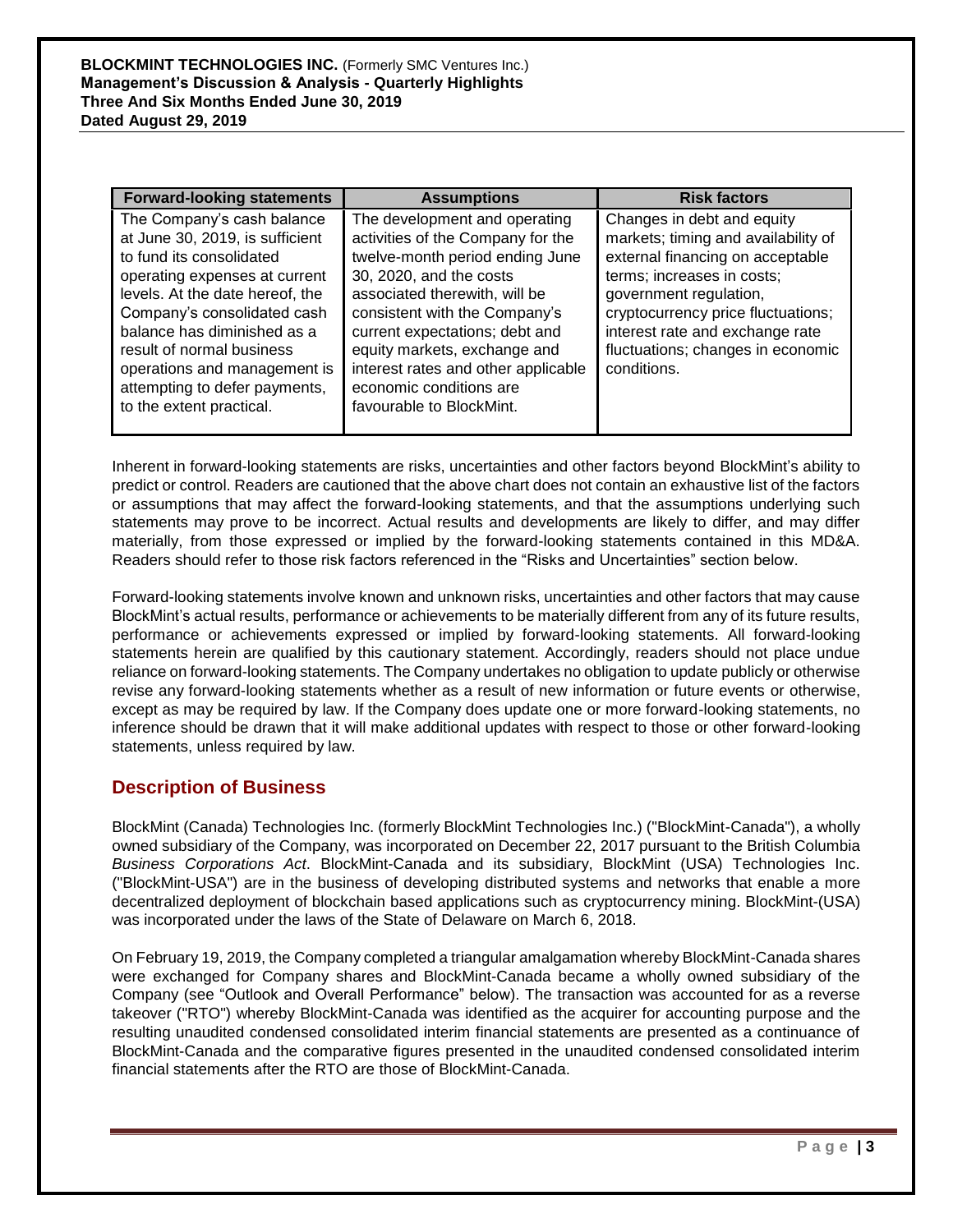| Forward-looking statements | Assumptions | Risk factors |
| --- | --- | --- |
| The Company's cash balance at June 30, 2019, is sufficient to fund its consolidated operating expenses at current levels. At the date hereof, the Company's consolidated cash balance has diminished as a result of normal business operations and management is attempting to defer payments, to the extent practical. | The development and operating activities of the Company for the twelve-month period ending June 30, 2020, and the costs associated therewith, will be consistent with the Company's current expectations; debt and equity markets, exchange and interest rates and other applicable economic conditions are favourable to BlockMint. | Changes in debt and equity markets; timing and availability of external financing on acceptable terms; increases in costs; government regulation, cryptocurrency price fluctuations; interest rate and exchange rate fluctuations; changes in economic conditions. |

Inherent in forward-looking statements are risks, uncertainties and other factors beyond BlockMint's ability to predict or control. Readers are cautioned that the above chart does not contain an exhaustive list of the factors or assumptions that may affect the forward-looking statements, and that the assumptions underlying such statements may prove to be incorrect. Actual results and developments are likely to differ, and may differ materially, from those expressed or implied by the forward-looking statements contained in this MD&A. Readers should refer to those risk factors referenced in the "Risks and Uncertainties" section below.

Forward-looking statements involve known and unknown risks, uncertainties and other factors that may cause BlockMint's actual results, performance or achievements to be materially different from any of its future results, performance or achievements expressed or implied by forward-looking statements. All forward-looking statements herein are qualified by this cautionary statement. Accordingly, readers should not place undue reliance on forward-looking statements. The Company undertakes no obligation to update publicly or otherwise revise any forward-looking statements whether as a result of new information or future events or otherwise, except as may be required by law. If the Company does update one or more forward-looking statements, no inference should be drawn that it will make additional updates with respect to those or other forward-looking statements, unless required by law.

## Description of Business

BlockMint (Canada) Technologies Inc. (formerly BlockMint Technologies Inc.) ("BlockMint-Canada"), a wholly owned subsidiary of the Company, was incorporated on December 22, 2017 pursuant to the British Columbia *Business Corporations Act*. BlockMint-Canada and its subsidiary, BlockMint (USA) Technologies Inc. ("BlockMint-USA") are in the business of developing distributed systems and networks that enable a more decentralized deployment of blockchain based applications such as cryptocurrency mining. BlockMint-(USA) was incorporated under the laws of the State of Delaware on March 6, 2018.

On February 19, 2019, the Company completed a triangular amalgamation whereby BlockMint-Canada shares were exchanged for Company shares and BlockMint-Canada became a wholly owned subsidiary of the Company (see "Outlook and Overall Performance" below). The transaction was accounted for as a reverse takeover ("RTO") whereby BlockMint-Canada was identified as the acquirer for accounting purpose and the resulting unaudited condensed consolidated interim financial statements are presented as a continuance of BlockMint-Canada and the comparative figures presented in the unaudited condensed consolidated interim financial statements after the RTO are those of BlockMint-Canada.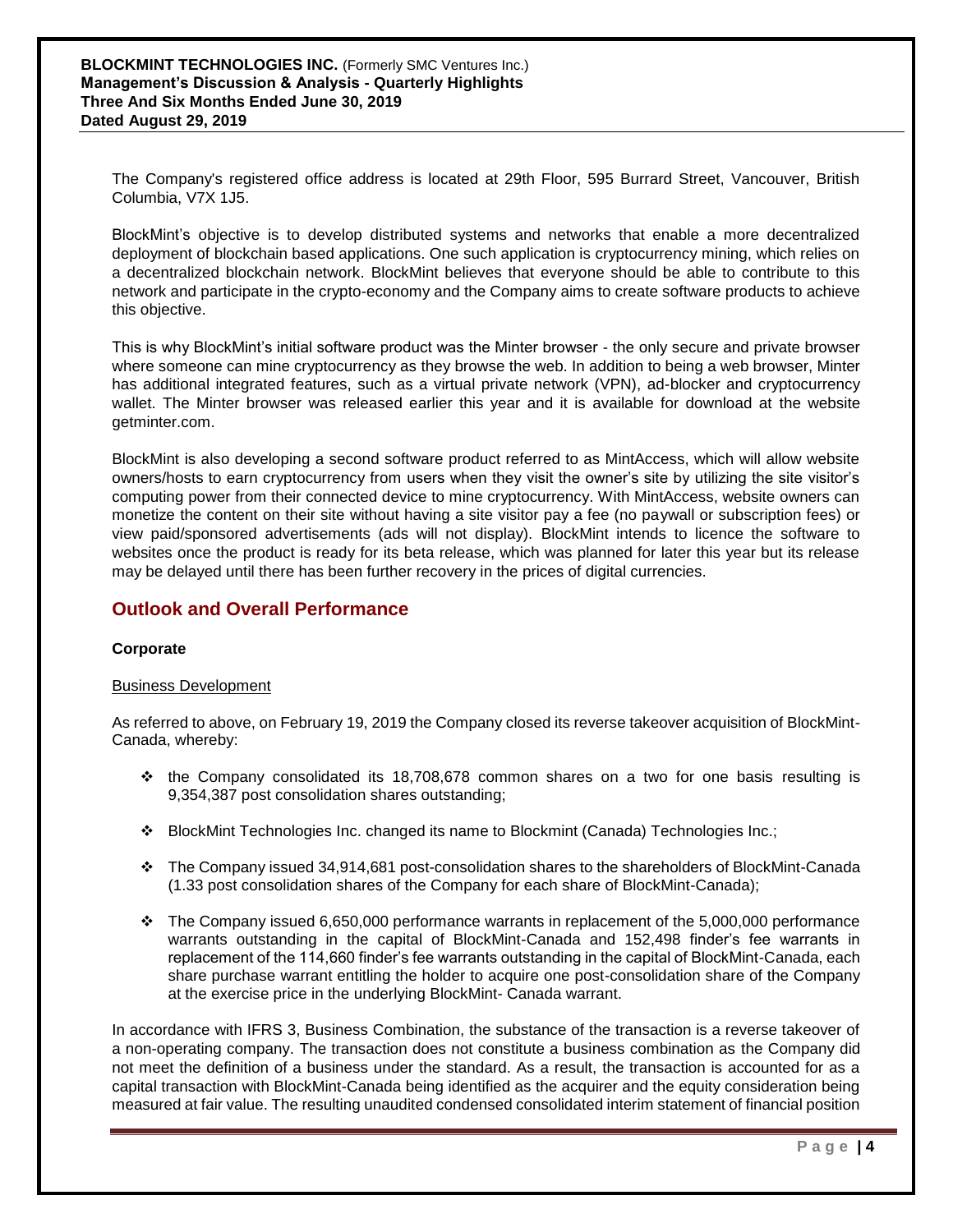The Company's registered office address is located at 29th Floor, 595 Burrard Street, Vancouver, British Columbia, V7X 1J5.

BlockMint's objective is to develop distributed systems and networks that enable a more decentralized deployment of blockchain based applications. One such application is cryptocurrency mining, which relies on a decentralized blockchain network. BlockMint believes that everyone should be able to contribute to this network and participate in the crypto-economy and the Company aims to create software products to achieve this objective.

This is why BlockMint's initial software product was the Minter browser - the only secure and private browser where someone can mine cryptocurrency as they browse the web. In addition to being a web browser, Minter has additional integrated features, such as a virtual private network (VPN), ad-blocker and cryptocurrency wallet. The Minter browser was released earlier this year and it is available for download at the website getminter.com.

BlockMint is also developing a second software product referred to as MintAccess, which will allow website owners/hosts to earn cryptocurrency from users when they visit the owner's site by utilizing the site visitor's computing power from their connected device to mine cryptocurrency. With MintAccess, website owners can monetize the content on their site without having a site visitor pay a fee (no paywall or subscription fees) or view paid/sponsored advertisements (ads will not display). BlockMint intends to licence the software to websites once the product is ready for its beta release, which was planned for later this year but its release may be delayed until there has been further recovery in the prices of digital currencies.

## Outlook and Overall Performance

**Corporate**

Business Development

As referred to above, on February 19, 2019 the Company closed its reverse takeover acquisition of BlockMint-Canada, whereby:

- the Company consolidated its 18,708,678 common shares on a two for one basis resulting is 9,354,387 post consolidation shares outstanding;
- BlockMint Technologies Inc. changed its name to Blockmint (Canada) Technologies Inc.;
- The Company issued 34,914,681 post-consolidation shares to the shareholders of BlockMint-Canada (1.33 post consolidation shares of the Company for each share of BlockMint-Canada);
- The Company issued 6,650,000 performance warrants in replacement of the 5,000,000 performance warrants outstanding in the capital of BlockMint-Canada and 152,498 finder's fee warrants in replacement of the 114,660 finder's fee warrants outstanding in the capital of BlockMint-Canada, each share purchase warrant entitling the holder to acquire one post-consolidation share of the Company at the exercise price in the underlying BlockMint- Canada warrant.

In accordance with IFRS 3, Business Combination, the substance of the transaction is a reverse takeover of a non-operating company. The transaction does not constitute a business combination as the Company did not meet the definition of a business under the standard. As a result, the transaction is accounted for as a capital transaction with BlockMint-Canada being identified as the acquirer and the equity consideration being measured at fair value. The resulting unaudited condensed consolidated interim statement of financial position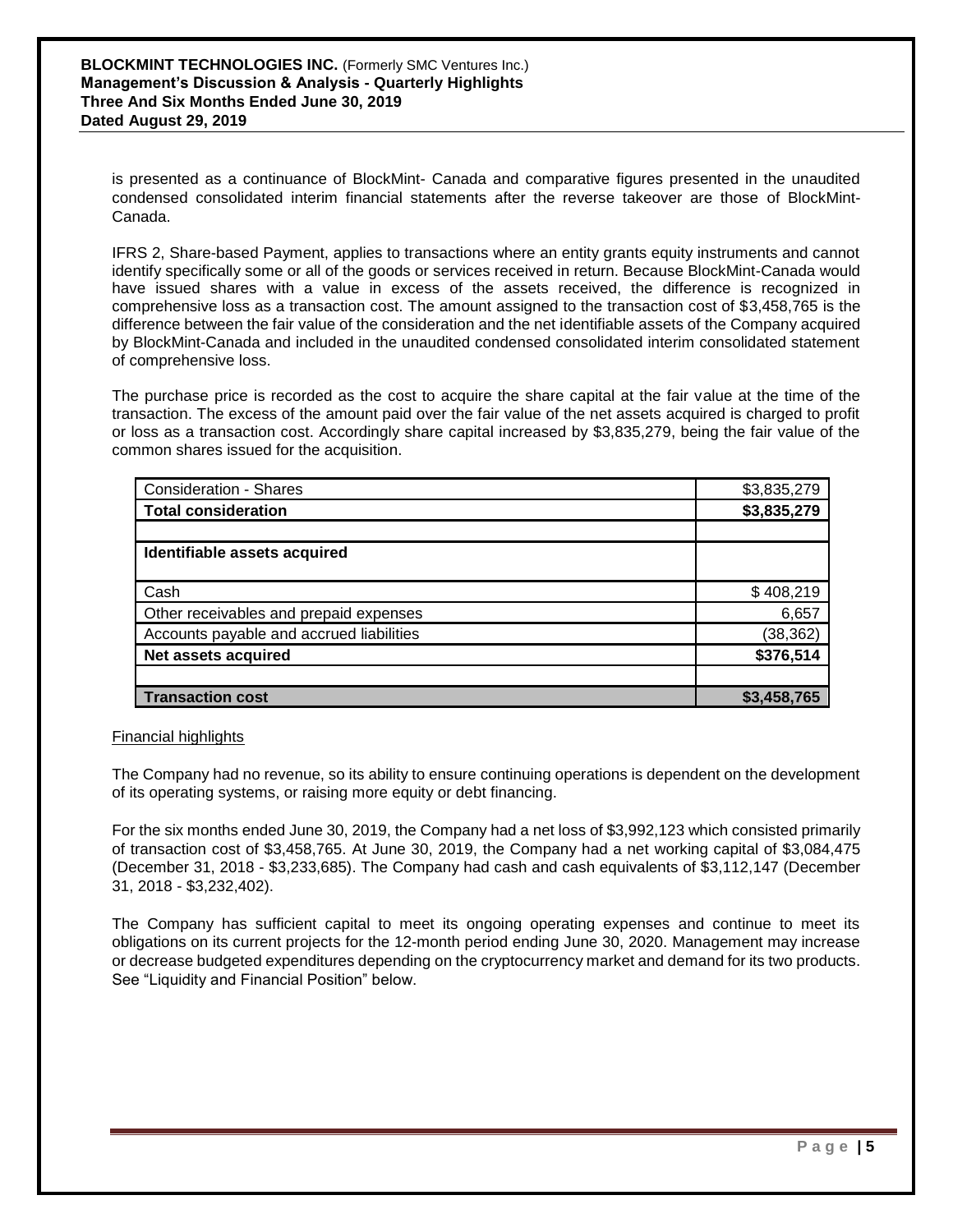is presented as a continuance of BlockMint- Canada and comparative figures presented in the unaudited condensed consolidated interim financial statements after the reverse takeover are those of BlockMint-Canada.

IFRS 2, Share-based Payment, applies to transactions where an entity grants equity instruments and cannot identify specifically some or all of the goods or services received in return. Because BlockMint-Canada would have issued shares with a value in excess of the assets received, the difference is recognized in comprehensive loss as a transaction cost. The amount assigned to the transaction cost of $3,458,765 is the difference between the fair value of the consideration and the net identifiable assets of the Company acquired by BlockMint-Canada and included in the unaudited condensed consolidated interim consolidated statement of comprehensive loss.

The purchase price is recorded as the cost to acquire the share capital at the fair value at the time of the transaction. The excess of the amount paid over the fair value of the net assets acquired is charged to profit or loss as a transaction cost. Accordingly share capital increased by $3,835,279, being the fair value of the common shares issued for the acquisition.

| | |
|---|---|
| Consideration - Shares | $3,835,279 |
| **Total consideration** | **$3,835,279** |
| | |
| **Identifiable assets acquired** | |
| Cash | $ 408,219 |
| Other receivables and prepaid expenses | 6,657 |
| Accounts payable and accrued liabilities | (38,362) |
| **Net assets acquired** | **$376,514** |
| | |
| **Transaction cost** | **$3,458,765** |

Financial highlights

The Company had no revenue, so its ability to ensure continuing operations is dependent on the development of its operating systems, or raising more equity or debt financing.

For the six months ended June 30, 2019, the Company had a net loss of $3,992,123 which consisted primarily of transaction cost of $3,458,765. At June 30, 2019, the Company had a net working capital of $3,084,475 (December 31, 2018 - $3,233,685). The Company had cash and cash equivalents of $3,112,147 (December 31, 2018 - $3,232,402).

The Company has sufficient capital to meet its ongoing operating expenses and continue to meet its obligations on its current projects for the 12-month period ending June 30, 2020. Management may increase or decrease budgeted expenditures depending on the cryptocurrency market and demand for its two products. See "Liquidity and Financial Position" below.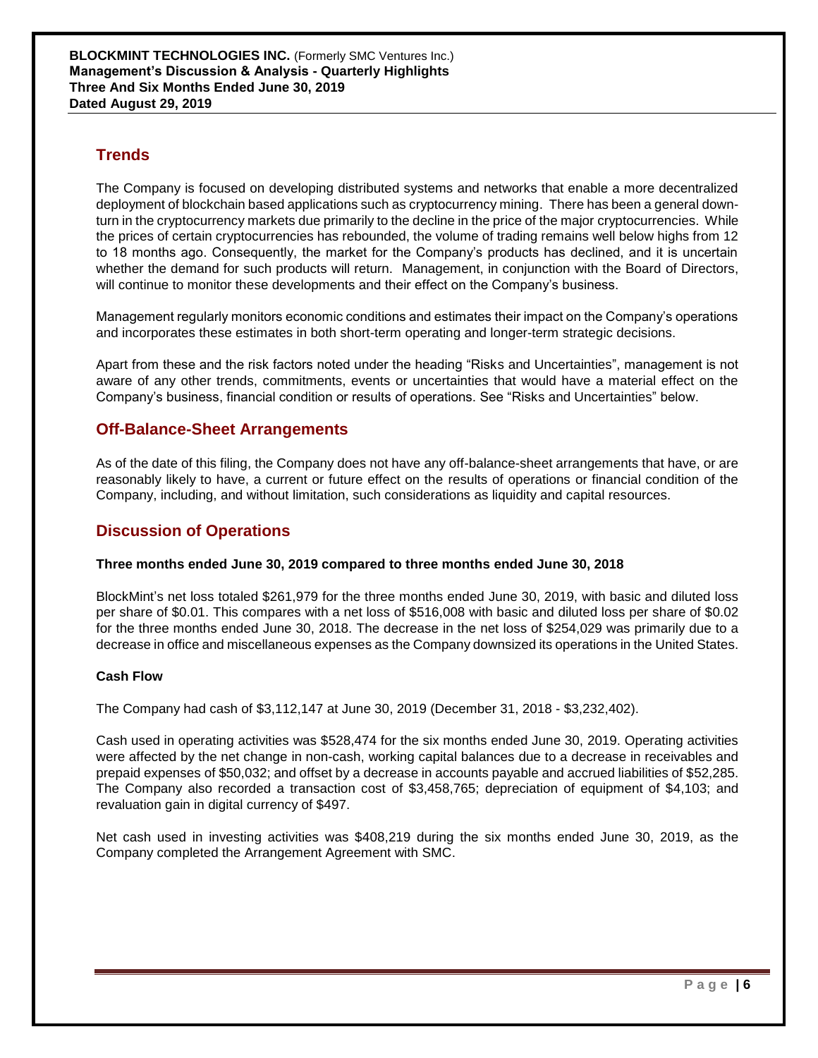## Trends

The Company is focused on developing distributed systems and networks that enable a more decentralized deployment of blockchain based applications such as cryptocurrency mining. There has been a general down-turn in the cryptocurrency markets due primarily to the decline in the price of the major cryptocurrencies. While the prices of certain cryptocurrencies has rebounded, the volume of trading remains well below highs from 12 to 18 months ago. Consequently, the market for the Company's products has declined, and it is uncertain whether the demand for such products will return. Management, in conjunction with the Board of Directors, will continue to monitor these developments and their effect on the Company's business.

Management regularly monitors economic conditions and estimates their impact on the Company's operations and incorporates these estimates in both short-term operating and longer-term strategic decisions.

Apart from these and the risk factors noted under the heading "Risks and Uncertainties", management is not aware of any other trends, commitments, events or uncertainties that would have a material effect on the Company's business, financial condition or results of operations. See "Risks and Uncertainties" below.

## Off-Balance-Sheet Arrangements

As of the date of this filing, the Company does not have any off-balance-sheet arrangements that have, or are reasonably likely to have, a current or future effect on the results of operations or financial condition of the Company, including, and without limitation, such considerations as liquidity and capital resources.

## Discussion of Operations

**Three months ended June 30, 2019 compared to three months ended June 30, 2018**

BlockMint's net loss totaled $261,979 for the three months ended June 30, 2019, with basic and diluted loss per share of $0.01. This compares with a net loss of $516,008 with basic and diluted loss per share of $0.02 for the three months ended June 30, 2018. The decrease in the net loss of $254,029 was primarily due to a decrease in office and miscellaneous expenses as the Company downsized its operations in the United States.

**Cash Flow**

The Company had cash of $3,112,147 at June 30, 2019 (December 31, 2018 - $3,232,402).

Cash used in operating activities was $528,474 for the six months ended June 30, 2019. Operating activities were affected by the net change in non-cash, working capital balances due to a decrease in receivables and prepaid expenses of $50,032; and offset by a decrease in accounts payable and accrued liabilities of $52,285. The Company also recorded a transaction cost of $3,458,765; depreciation of equipment of $4,103; and revaluation gain in digital currency of $497.

Net cash used in investing activities was $408,219 during the six months ended June 30, 2019, as the Company completed the Arrangement Agreement with SMC.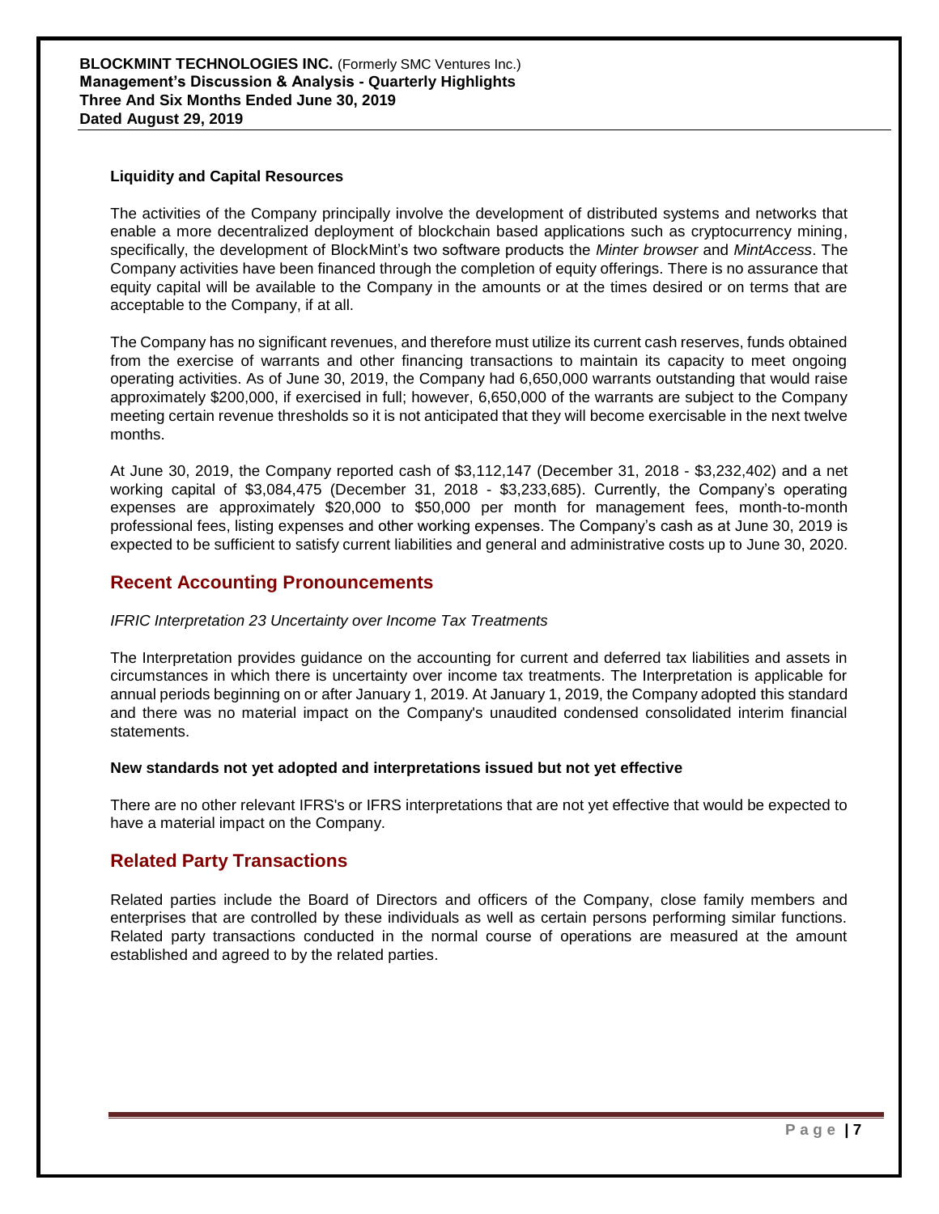#### Liquidity and Capital Resources

The activities of the Company principally involve the development of distributed systems and networks that enable a more decentralized deployment of blockchain based applications such as cryptocurrency mining, specifically, the development of BlockMint's two software products the *Minter browser* and *MintAccess*. The Company activities have been financed through the completion of equity offerings. There is no assurance that equity capital will be available to the Company in the amounts or at the times desired or on terms that are acceptable to the Company, if at all.

The Company has no significant revenues, and therefore must utilize its current cash reserves, funds obtained from the exercise of warrants and other financing transactions to maintain its capacity to meet ongoing operating activities. As of June 30, 2019, the Company had 6,650,000 warrants outstanding that would raise approximately $200,000, if exercised in full; however, 6,650,000 of the warrants are subject to the Company meeting certain revenue thresholds so it is not anticipated that they will become exercisable in the next twelve months.

At June 30, 2019, the Company reported cash of $3,112,147 (December 31, 2018 - $3,232,402) and a net working capital of $3,084,475 (December 31, 2018 - $3,233,685). Currently, the Company's operating expenses are approximately $20,000 to $50,000 per month for management fees, month-to-month professional fees, listing expenses and other working expenses. The Company's cash as at June 30, 2019 is expected to be sufficient to satisfy current liabilities and general and administrative costs up to June 30, 2020.

## Recent Accounting Pronouncements

*IFRIC Interpretation 23 Uncertainty over Income Tax Treatments*

The Interpretation provides guidance on the accounting for current and deferred tax liabilities and assets in circumstances in which there is uncertainty over income tax treatments. The Interpretation is applicable for annual periods beginning on or after January 1, 2019. At January 1, 2019, the Company adopted this standard and there was no material impact on the Company's unaudited condensed consolidated interim financial statements.

#### New standards not yet adopted and interpretations issued but not yet effective

There are no other relevant IFRS's or IFRS interpretations that are not yet effective that would be expected to have a material impact on the Company.

## Related Party Transactions

Related parties include the Board of Directors and officers of the Company, close family members and enterprises that are controlled by these individuals as well as certain persons performing similar functions. Related party transactions conducted in the normal course of operations are measured at the amount established and agreed to by the related parties.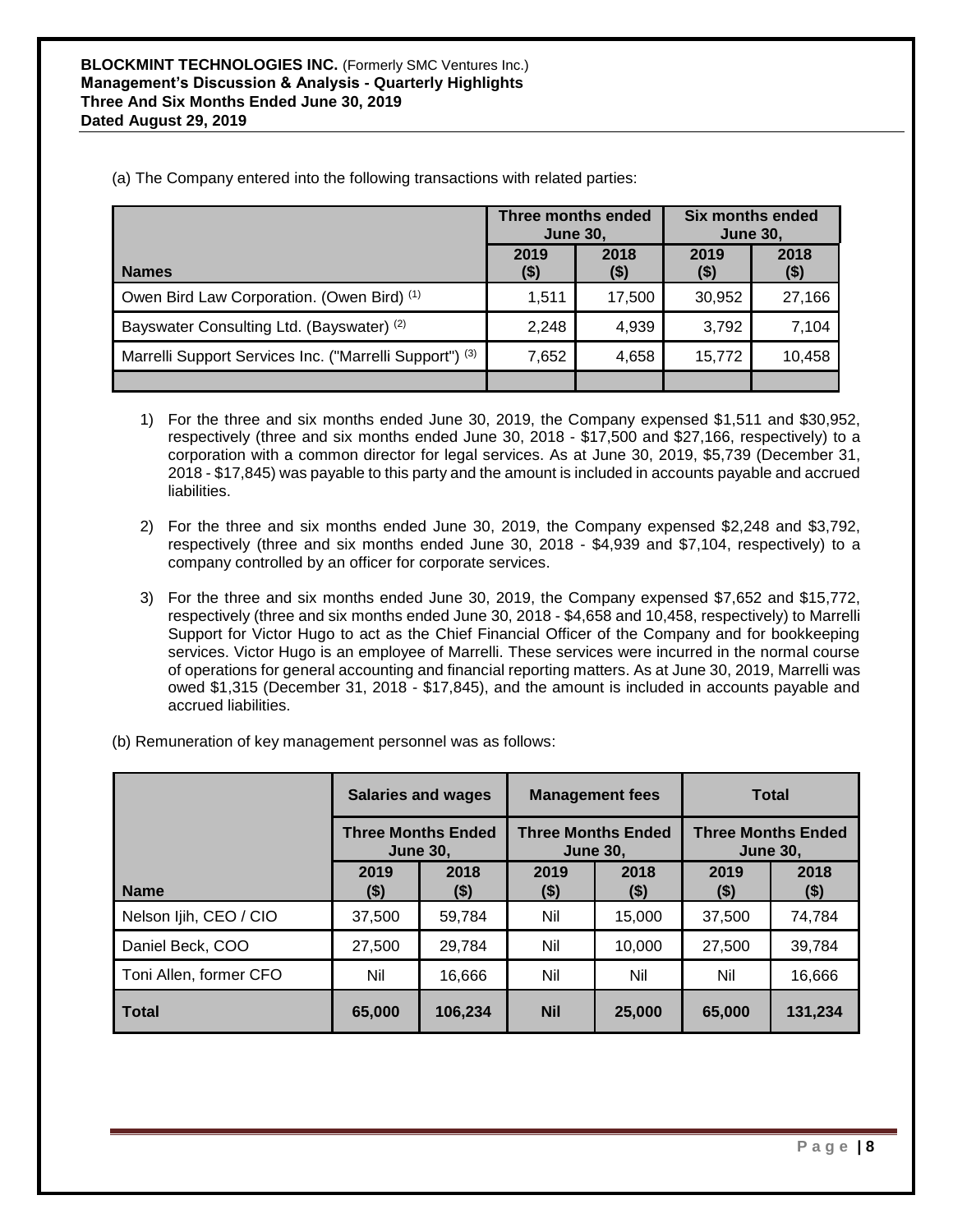(a) The Company entered into the following transactions with related parties:

| Names | Three months ended June 30, | | Six months ended June 30, | |
|---|---|---|---|---|
| | 2019 ($) | 2018 ($) | 2019 ($) | 2018 ($) |
| Owen Bird Law Corporation. (Owen Bird) (1) | 1,511 | 17,500 | 30,952 | 27,166 |
| Bayswater Consulting Ltd. (Bayswater) (2) | 2,248 | 4,939 | 3,792 | 7,104 |
| Marrelli Support Services Inc. ("Marrelli Support") (3) | 7,652 | 4,658 | 15,772 | 10,458 |
| | | | | |

1) For the three and six months ended June 30, 2019, the Company expensed $1,511 and $30,952, respectively (three and six months ended June 30, 2018 - $17,500 and $27,166, respectively) to a corporation with a common director for legal services. As at June 30, 2019, $5,739 (December 31, 2018 - $17,845) was payable to this party and the amount is included in accounts payable and accrued liabilities.

2) For the three and six months ended June 30, 2019, the Company expensed $2,248 and $3,792, respectively (three and six months ended June 30, 2018 - $4,939 and $7,104, respectively) to a company controlled by an officer for corporate services.

3) For the three and six months ended June 30, 2019, the Company expensed $7,652 and $15,772, respectively (three and six months ended June 30, 2018 - $4,658 and 10,458, respectively) to Marrelli Support for Victor Hugo to act as the Chief Financial Officer of the Company and for bookkeeping services. Victor Hugo is an employee of Marrelli. These services were incurred in the normal course of operations for general accounting and financial reporting matters. As at June 30, 2019, Marrelli was owed $1,315 (December 31, 2018 - $17,845), and the amount is included in accounts payable and accrued liabilities.

(b) Remuneration of key management personnel was as follows:

| Name | Salaries and wages | | Management fees | | Total | |
|---|---|---|---|---|---|---|
| | Three Months Ended June 30, | | Three Months Ended June 30, | | Three Months Ended June 30, | |
| | 2019 ($) | 2018 ($) | 2019 ($) | 2018 ($) | 2019 ($) | 2018 ($) |
| Nelson Ijih, CEO / CIO | 37,500 | 59,784 | Nil | 15,000 | 37,500 | 74,784 |
| Daniel Beck, COO | 27,500 | 29,784 | Nil | 10,000 | 27,500 | 39,784 |
| Toni Allen, former CFO | Nil | 16,666 | Nil | Nil | Nil | 16,666 |
| **Total** | **65,000** | **106,234** | **Nil** | **25,000** | **65,000** | **131,234** |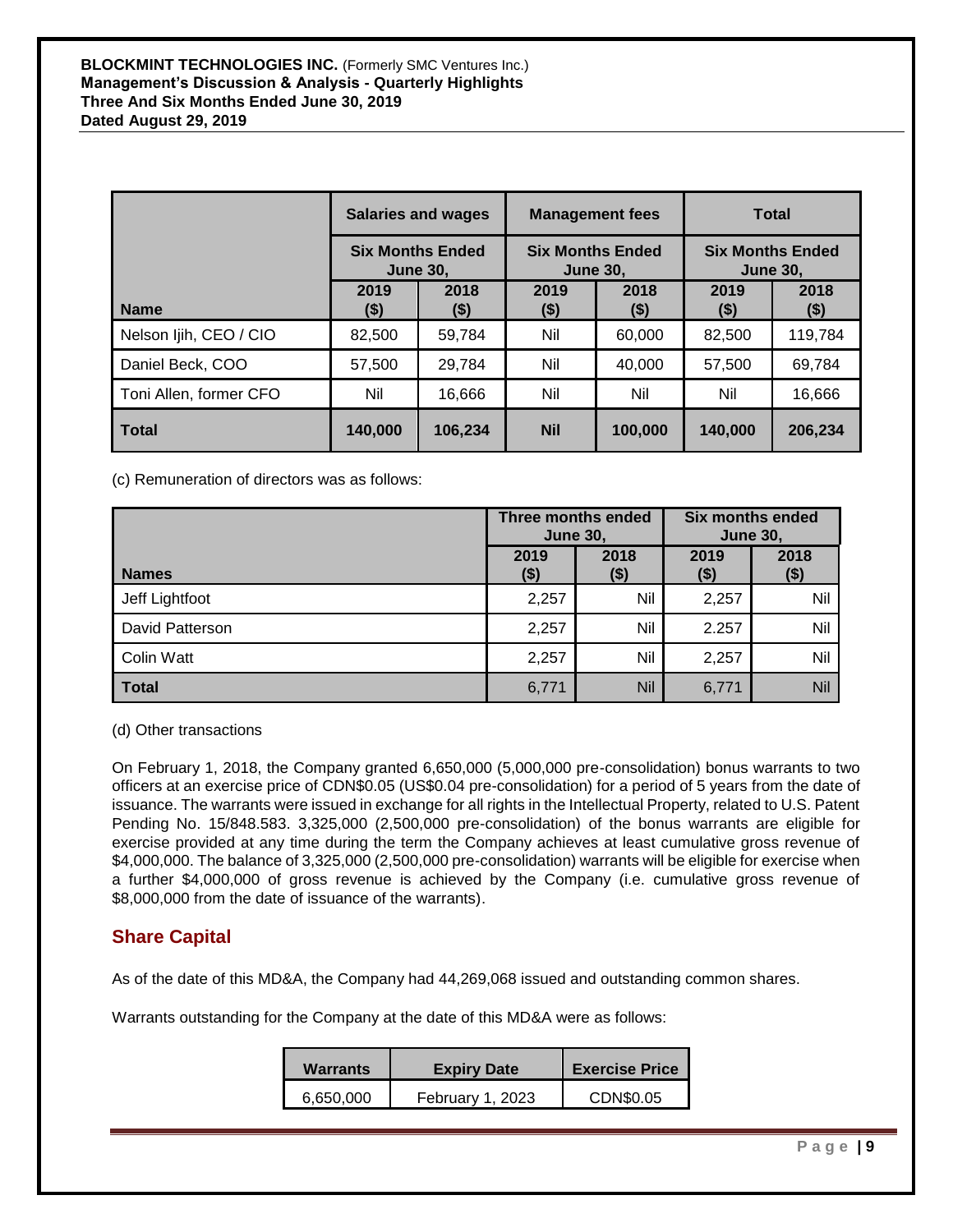| | Salaries and wages | | Management fees | | Total | |
|---|---|---|---|---|---|---|
| | Six Months Ended June 30, | | Six Months Ended June 30, | | Six Months Ended June 30, | |
| Name | 2019 ($) | 2018 ($) | 2019 ($) | 2018 ($) | 2019 ($) | 2018 ($) |
| Nelson Ijih, CEO / CIO | 82,500 | 59,784 | Nil | 60,000 | 82,500 | 119,784 |
| Daniel Beck, COO | 57,500 | 29,784 | Nil | 40,000 | 57,500 | 69,784 |
| Toni Allen, former CFO | Nil | 16,666 | Nil | Nil | Nil | 16,666 |
| **Total** | **140,000** | **106,234** | **Nil** | **100,000** | **140,000** | **206,234** |

(c) Remuneration of directors was as follows:

| | Three months ended June 30, | | Six months ended June 30, | |
|---|---|---|---|---|
| Names | 2019 ($) | 2018 ($) | 2019 ($) | 2018 ($) |
| Jeff Lightfoot | 2,257 | Nil | 2,257 | Nil |
| David Patterson | 2,257 | Nil | 2.257 | Nil |
| Colin Watt | 2,257 | Nil | 2,257 | Nil |
| **Total** | 6,771 | Nil | 6,771 | Nil |

(d) Other transactions

On February 1, 2018, the Company granted 6,650,000 (5,000,000 pre-consolidation) bonus warrants to two officers at an exercise price of CDN$0.05 (US$0.04 pre-consolidation) for a period of 5 years from the date of issuance. The warrants were issued in exchange for all rights in the Intellectual Property, related to U.S. Patent Pending No. 15/848.583. 3,325,000 (2,500,000 pre-consolidation) of the bonus warrants are eligible for exercise provided at any time during the term the Company achieves at least cumulative gross revenue of $4,000,000. The balance of 3,325,000 (2,500,000 pre-consolidation) warrants will be eligible for exercise when a further $4,000,000 of gross revenue is achieved by the Company (i.e. cumulative gross revenue of $8,000,000 from the date of issuance of the warrants).

## Share Capital

As of the date of this MD&A, the Company had 44,269,068 issued and outstanding common shares.

Warrants outstanding for the Company at the date of this MD&A were as follows:

| Warrants | Expiry Date | Exercise Price |
|---|---|---|
| 6,650,000 | February 1, 2023 | CDN$0.05 |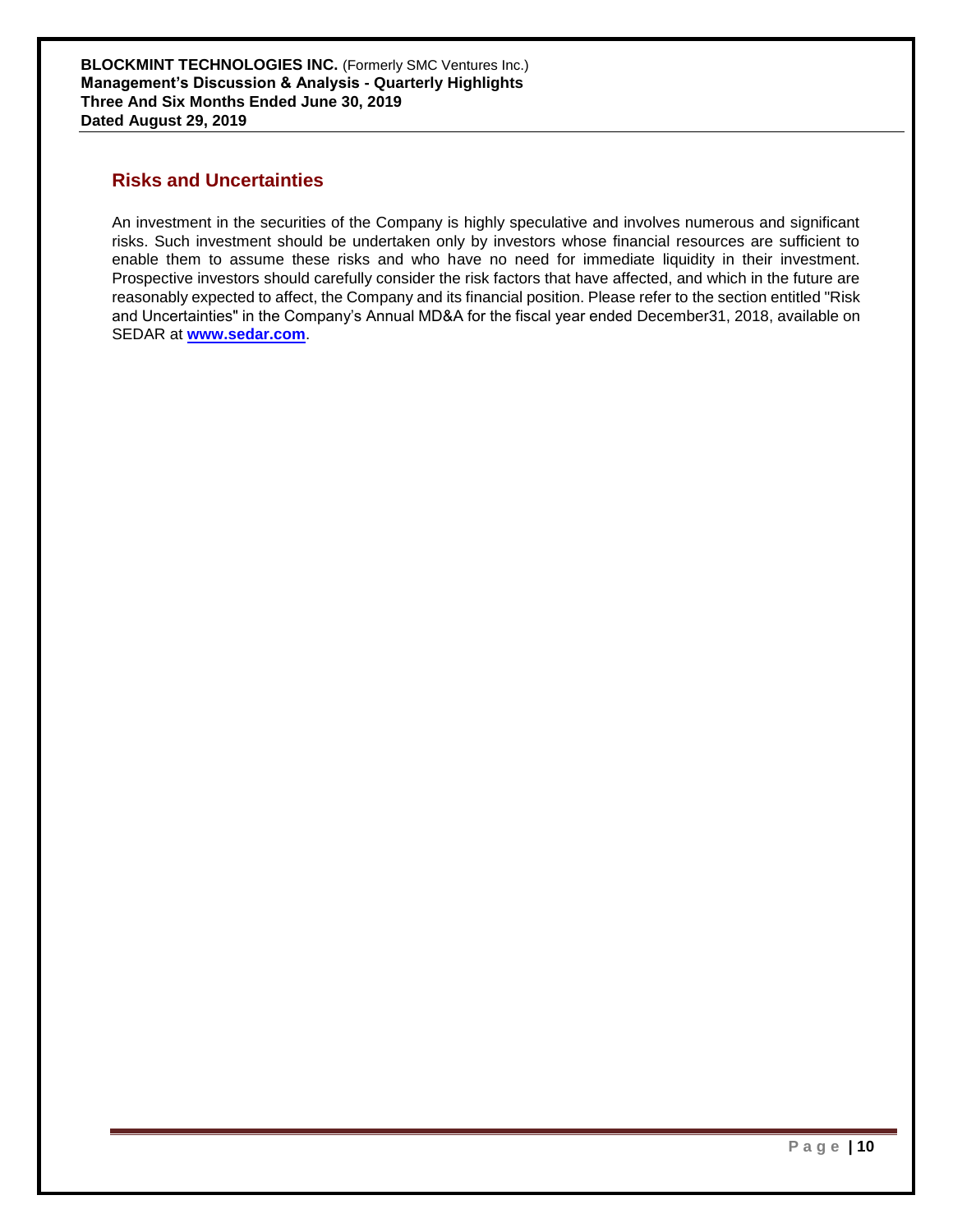## Risks and Uncertainties

An investment in the securities of the Company is highly speculative and involves numerous and significant risks. Such investment should be undertaken only by investors whose financial resources are sufficient to enable them to assume these risks and who have no need for immediate liquidity in their investment. Prospective investors should carefully consider the risk factors that have affected, and which in the future are reasonably expected to affect, the Company and its financial position. Please refer to the section entitled "Risk and Uncertainties" in the Company's Annual MD&A for the fiscal year ended December31, 2018, available on SEDAR at **www.sedar.com**.